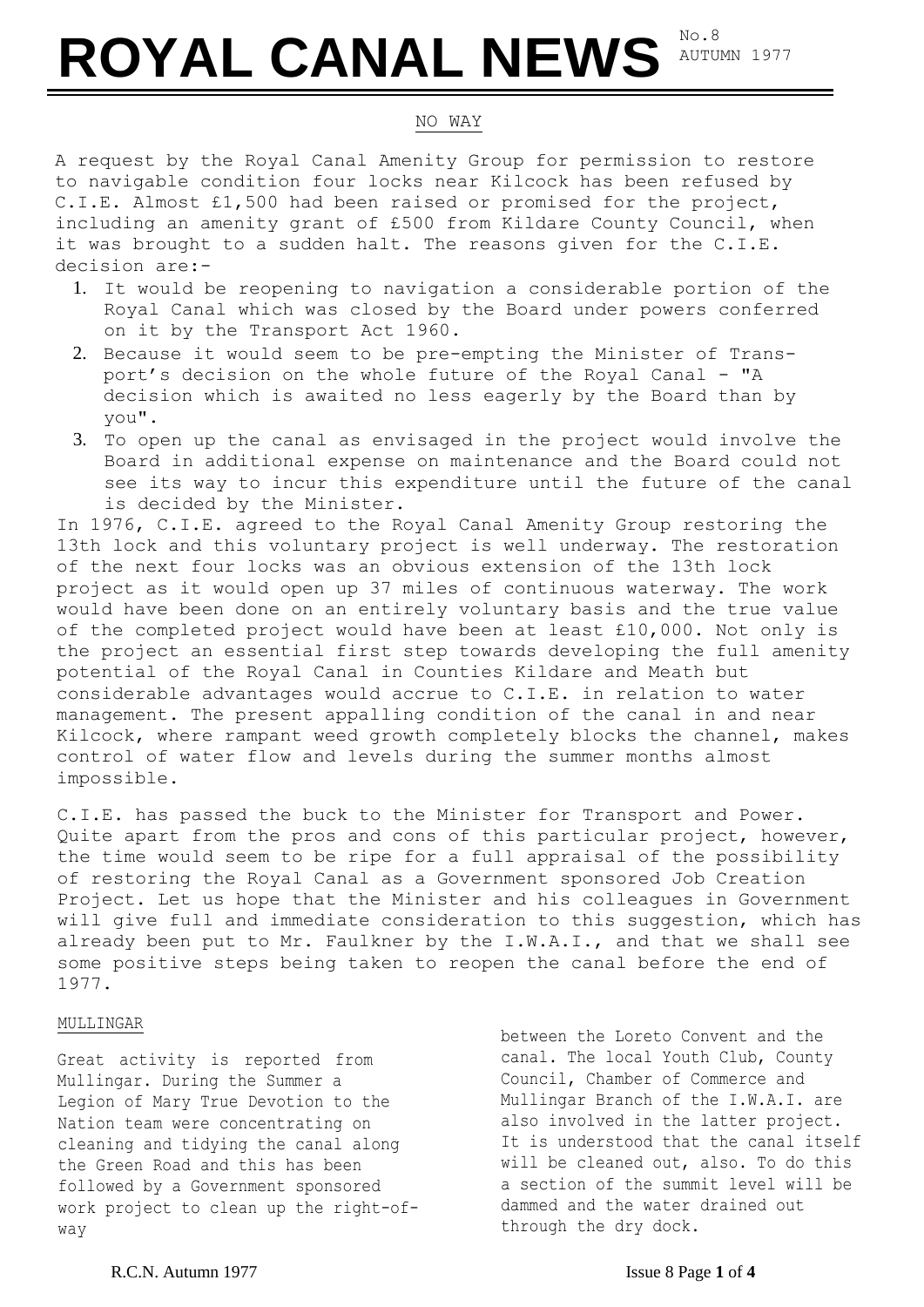# ROYAL CANAL NEWS

No.8
AUTUMN 1977

## NO WAY

A request by the Royal Canal Amenity Group for permission to restore to navigable condition four locks near Kilcock has been refused by C.I.E. Almost £1,500 had been raised or promised for the project, including an amenity grant of £500 from Kildare County Council, when it was brought to a sudden halt. The reasons given for the C.I.E. decision are:-

1. It would be reopening to navigation a considerable portion of the Royal Canal which was closed by the Board under powers conferred on it by the Transport Act 1960.
2. Because it would seem to be pre-empting the Minister of Transport's decision on the whole future of the Royal Canal - "A decision which is awaited no less eagerly by the Board than by you".
3. To open up the canal as envisaged in the project would involve the Board in additional expense on maintenance and the Board could not see its way to incur this expenditure until the future of the canal is decided by the Minister.

In 1976, C.I.E. agreed to the Royal Canal Amenity Group restoring the 13th lock and this voluntary project is well underway. The restoration of the next four locks was an obvious extension of the 13th lock project as it would open up 37 miles of continuous waterway. The work would have been done on an entirely voluntary basis and the true value of the completed project would have been at least £10,000. Not only is the project an essential first step towards developing the full amenity potential of the Royal Canal in Counties Kildare and Meath but considerable advantages would accrue to C.I.E. in relation to water management. The present appalling condition of the canal in and near Kilcock, where rampant weed growth completely blocks the channel, makes control of water flow and levels during the summer months almost impossible.

C.I.E. has passed the buck to the Minister for Transport and Power. Quite apart from the pros and cons of this particular project, however, the time would seem to be ripe for a full appraisal of the possibility of restoring the Royal Canal as a Government sponsored Job Creation Project. Let us hope that the Minister and his colleagues in Government will give full and immediate consideration to this suggestion, which has already been put to Mr. Faulkner by the I.W.A.I., and that we shall see some positive steps being taken to reopen the canal before the end of 1977.

## MULLINGAR

Great activity is reported from Mullingar. During the Summer a Legion of Mary True Devotion to the Nation team were concentrating on cleaning and tidying the canal along the Green Road and this has been followed by a Government sponsored work project to clean up the right-of-way between the Loreto Convent and the canal. The local Youth Club, County Council, Chamber of Commerce and Mullingar Branch of the I.W.A.I. are also involved in the latter project. It is understood that the canal itself will be cleaned out, also. To do this a section of the summit level will be dammed and the water drained out through the dry dock.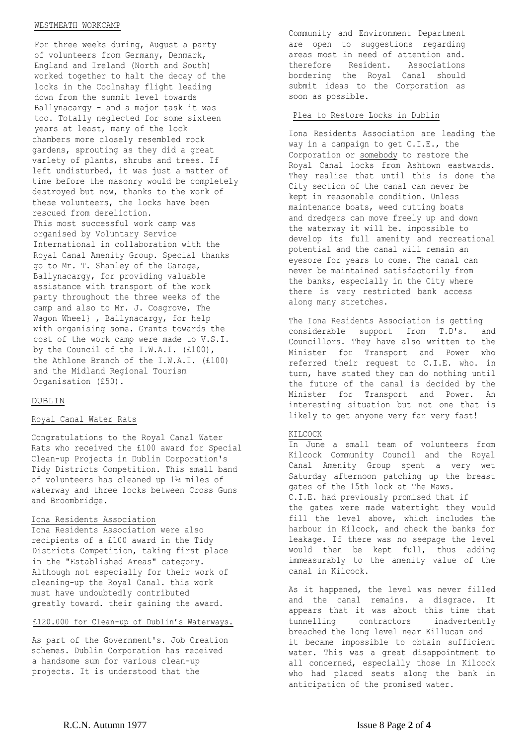## WESTMEATH WORKCAMP

For three weeks during, August a party of volunteers from Germany, Denmark, England and Ireland (North and South) worked together to halt the decay of the locks in the Coolnahay flight leading down from the summit level towards Ballynacargy - and a major task it was too. Totally neglected for some sixteen years at least, many of the lock chambers more closely resembled rock gardens, sprouting as they did a great varlety of plants, shrubs and trees. If left undisturbed, it was just a matter of time before the masonry would be completely destroyed but now, thanks to the work of these volunteers, the locks have been rescued from dereliction.

This most successful work camp was organised by Voluntary Service International in collaboration with the Royal Canal Amenity Group. Special thanks go to Mr. T. Shanley of the Garage, Ballynacargy, for providing valuable assistance with transport of the work party throughout the three weeks of the camp and also to Mr. J. Cosgrove, The Wagon Wheel} , Ballynacargy, for help with organising some. Grants towards the cost of the work camp were made to V.S.I. by the Council of the I.W.A.I. (£100), the Athlone Branch of the I.W.A.I. (£100) and the Midland Regional Tourism Organisation (£50).

## DUBLIN

### Royal Canal Water Rats

Congratulations to the Royal Canal Water Rats who received the £100 award for Special Clean-up Projects in Dublin Corporation's Tidy Districts Competition. This small band of volunteers has cleaned up 1¼ miles of waterway and three locks between Cross Guns and Broombridge.

### Iona Residents Association

Iona Residents Association were also recipients of a £100 award in the Tidy Districts Competition, taking first place in the "Established Areas" category. Although not especially for their work of cleaning-up the Royal Canal. this work must have undoubtedly contributed greatly toward. their gaining the award.

### £120.000 for Clean-up of Dublin's Waterways.

As part of the Government's. Job Creation schemes. Dublin Corporation has received a handsome sum for various clean-up projects. It is understood that the Community and Environment Department are open to suggestions regarding areas most in need of attention and. therefore Resident. Associations bordering the Royal Canal should submit ideas to the Corporation as soon as possible.

### Plea to Restore Locks in Dublin

Iona Residents Association are leading the way in a campaign to get C.I.E., the Corporation or somebody to restore the Royal Canal locks from Ashtown eastwards. They realise that until this is done the City section of the canal can never be kept in reasonable condition. Unless maintenance boats, weed cutting boats and dredgers can move freely up and down the waterway it will be. impossible to develop its full amenity and recreational potential and the canal will remain an eyesore for years to come. The canal can never be maintained satisfactorily from the banks, especially in the City where there is very restricted bank access along many stretches.

The Iona Residents Association is getting considerable support from T.D's. and Councillors. They have also written to the Minister for Transport and Power who referred their request to C.I.E. who. in turn, have stated they can do nothing until the future of the canal is decided by the Minister for Transport and Power. An interesting situation but not one that is likely to get anyone very far very fast!

## KILCOCK

In June a small team of volunteers from Kilcock Community Council and the Royal Canal Amenity Group spent a very wet Saturday afternoon patching up the breast gates of the 15th lock at The Maws. C.I.E. had previously promised that if the gates were made watertight they would fill the level above, which includes the harbour in Kilcock, and check the banks for leakage. If there was no seepage the level would then be kept full, thus adding immeasurably to the amenity value of the canal in Kilcock.

As it happened, the level was never filled and the canal remains. a disgrace. It appears that it was about this time that tunnelling contractors inadvertently breached the long level near Killucan and it became impossible to obtain sufficient water. This was a great disappointment to all concerned, especially those in Kilcock who had placed seats along the bank in anticipation of the promised water.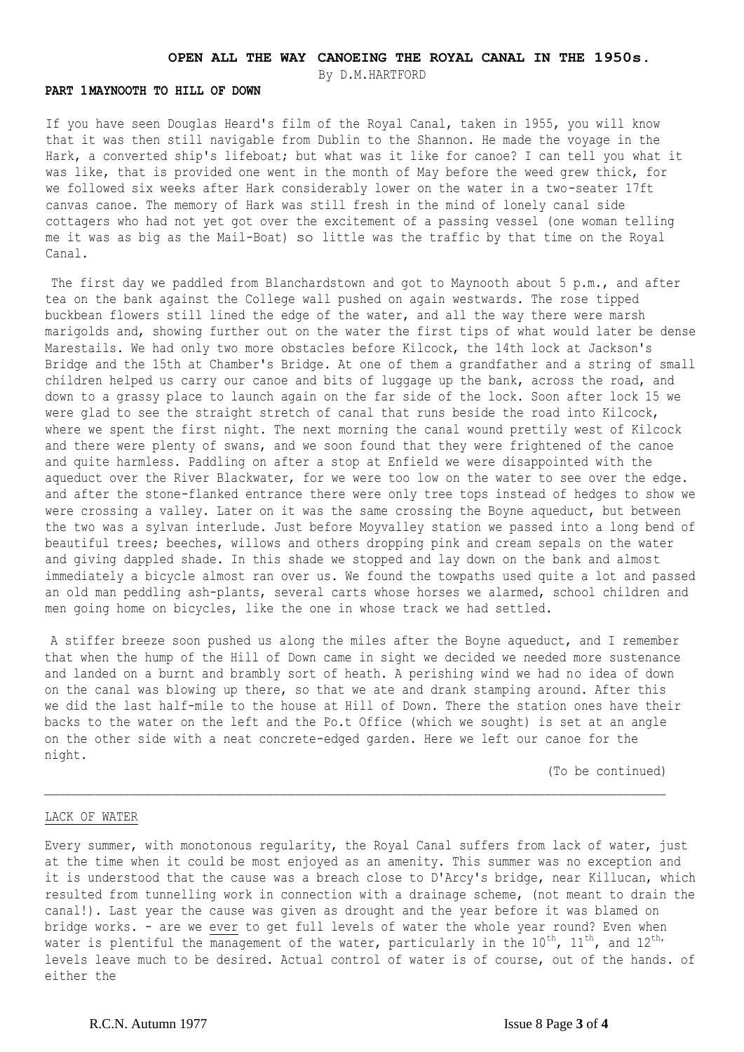## OPEN ALL THE WAY CANOEING THE ROYAL CANAL IN THE 1950s.

By D.M.HARTFORD

### PART 1 MAYNOOTH TO HILL OF DOWN

If you have seen Douglas Heard's film of the Royal Canal, taken in 1955, you will know that it was then still navigable from Dublin to the Shannon. He made the voyage in the Hark, a converted ship's lifeboat; but what was it like for canoe? I can tell you what it was like, that is provided one went in the month of May before the weed grew thick, for we followed six weeks after Hark considerably lower on the water in a two-seater 17ft canvas canoe. The memory of Hark was still fresh in the mind of lonely canal side cottagers who had not yet got over the excitement of a passing vessel (one woman telling me it was as big as the Mail-Boat) so little was the traffic by that time on the Royal Canal.

The first day we paddled from Blanchardstown and got to Maynooth about 5 p.m., and after tea on the bank against the College wall pushed on again westwards. The rose tipped buckbean flowers still lined the edge of the water, and all the way there were marsh marigolds and, showing further out on the water the first tips of what would later be dense Marestails. We had only two more obstacles before Kilcock, the 14th lock at Jackson's Bridge and the 15th at Chamber's Bridge. At one of them a grandfather and a string of small children helped us carry our canoe and bits of luggage up the bank, across the road, and down to a grassy place to launch again on the far side of the lock. Soon after lock 15 we were glad to see the straight stretch of canal that runs beside the road into Kilcock, where we spent the first night. The next morning the canal wound prettily west of Kilcock and there were plenty of swans, and we soon found that they were frightened of the canoe and quite harmless. Paddling on after a stop at Enfield we were disappointed with the aqueduct over the River Blackwater, for we were too low on the water to see over the edge. and after the stone-flanked entrance there were only tree tops instead of hedges to show we were crossing a valley. Later on it was the same crossing the Boyne aqueduct, but between the two was a sylvan interlude. Just before Moyvalley station we passed into a long bend of beautiful trees; beeches, willows and others dropping pink and cream sepals on the water and giving dappled shade. In this shade we stopped and lay down on the bank and almost immediately a bicycle almost ran over us. We found the towpaths used quite a lot and passed an old man peddling ash-plants, several carts whose horses we alarmed, school children and men going home on bicycles, like the one in whose track we had settled.

A stiffer breeze soon pushed us along the miles after the Boyne aqueduct, and I remember that when the hump of the Hill of Down came in sight we decided we needed more sustenance and landed on a burnt and brambly sort of heath. A perishing wind we had no idea of down on the canal was blowing up there, so that we ate and drank stamping around. After this we did the last half-mile to the house at Hill of Down. There the station ones have their backs to the water on the left and the Po.t Office (which we sought) is set at an angle on the other side with a neat concrete-edged garden. Here we left our canoe for the night.

(To be continued)

---

### LACK OF WATER

Every summer, with monotonous regularity, the Royal Canal suffers from lack of water, just at the time when it could be most enjoyed as an amenity. This summer was no exception and it is understood that the cause was a breach close to D'Arcy's bridge, near Killucan, which resulted from tunnelling work in connection with a drainage scheme, (not meant to drain the canal!). Last year the cause was given as drought and the year before it was blamed on bridge works. - are we ever to get full levels of water the whole year round? Even when water is plentiful the management of the water, particularly in the 10th, 11th, and 12th, levels leave much to be desired. Actual control of water is of course, out of the hands. of either the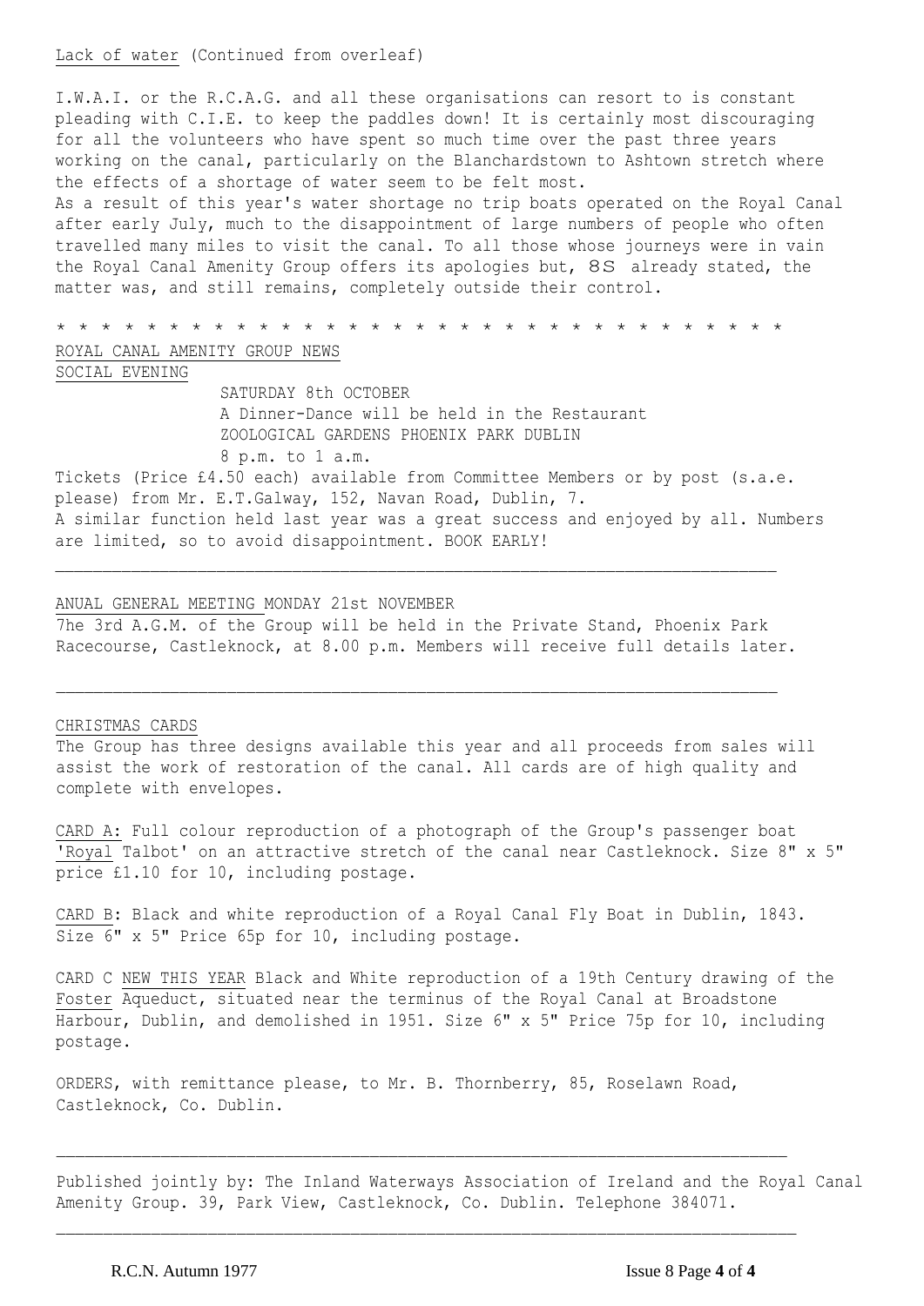Lack of water (Continued from overleaf)

I.W.A.I. or the R.C.A.G. and all these organisations can resort to is constant pleading with C.I.E. to keep the paddles down! It is certainly most discouraging for all the volunteers who have spent so much time over the past three years working on the canal, particularly on the Blanchardstown to Ashtown stretch where the effects of a shortage of water seem to be felt most.
As a result of this year's water shortage no trip boats operated on the Royal Canal after early July, much to the disappointment of large numbers of people who often travelled many miles to visit the canal. To all those whose journeys were in vain the Royal Canal Amenity Group offers its apologies but, 8S already stated, the matter was, and still remains, completely outside their control.

* * * * * * * * * * * * * * * * * * * * * * * * * * * * * * * * * * *

## ROYAL CANAL AMENITY GROUP NEWS

### SOCIAL EVENING

SATURDAY 8th OCTOBER
A Dinner-Dance will be held in the Restaurant
ZOOLOGICAL GARDENS PHOENIX PARK DUBLIN
8 p.m. to 1 a.m.

Tickets (Price £4.50 each) available from Committee Members or by post (s.a.e. please) from Mr. E.T.Galway, 152, Navan Road, Dublin, 7.
A similar function held last year was a great success and enjoyed by all. Numbers are limited, so to avoid disappointment. BOOK EARLY!

---

### ANUAL GENERAL MEETING MONDAY 21st NOVEMBER

7he 3rd A.G.M. of the Group will be held in the Private Stand, Phoenix Park Racecourse, Castleknock, at 8.00 p.m. Members will receive full details later.

---

### CHRISTMAS CARDS

The Group has three designs available this year and all proceeds from sales will assist the work of restoration of the canal. All cards are of high quality and complete with envelopes.

CARD A: Full colour reproduction of a photograph of the Group's passenger boat 'Royal Talbot' on an attractive stretch of the canal near Castleknock. Size 8" x 5" price £1.10 for 10, including postage.

CARD B: Black and white reproduction of a Royal Canal Fly Boat in Dublin, 1843. Size 6" x 5" Price 65p for 10, including postage.

CARD C NEW THIS YEAR Black and White reproduction of a 19th Century drawing of the Foster Aqueduct, situated near the terminus of the Royal Canal at Broadstone Harbour, Dublin, and demolished in 1951. Size 6" x 5" Price 75p for 10, including postage.

ORDERS, with remittance please, to Mr. B. Thornberry, 85, Roselawn Road, Castleknock, Co. Dublin.

---

Published jointly by: The Inland Waterways Association of Ireland and the Royal Canal Amenity Group. 39, Park View, Castleknock, Co. Dublin. Telephone 384071.